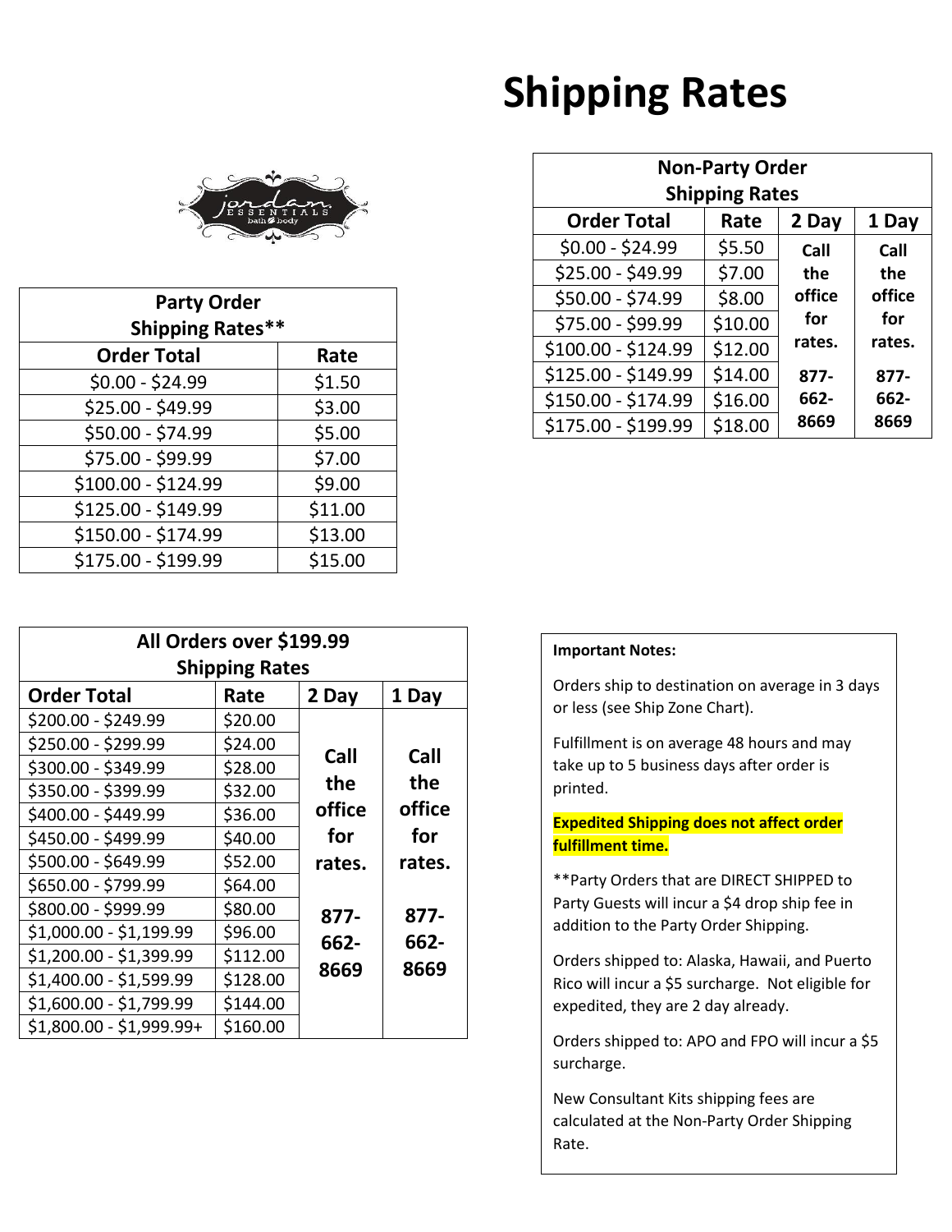# Shipping Rates

| Party Order Shipping Rates** | |
|---|---|
| **Order Total** | **Rate** |
| $0.00 - $24.99 | $1.50 |
| $25.00 - $49.99 | $3.00 |
| $50.00 - $74.99 | $5.00 |
| $75.00 - $99.99 | $7.00 |
| $100.00 - $124.99 | $9.00 |
| $125.00 - $149.99 | $11.00 |
| $150.00 - $174.99 | $13.00 |
| $175.00 - $199.99 | $15.00 |

| Non-Party Order Shipping Rates | | | |
|---|---|---|---|
| **Order Total** | **Rate** | **2 Day** | **1 Day** |
| $0.00 - $24.99 | $5.50 | Call the office for rates. 877-662-8669 | Call the office for rates. 877-662-8669 |
| $25.00 - $49.99 | $7.00 | | |
| $50.00 - $74.99 | $8.00 | | |
| $75.00 - $99.99 | $10.00 | | |
| $100.00 - $124.99 | $12.00 | | |
| $125.00 - $149.99 | $14.00 | | |
| $150.00 - $174.99 | $16.00 | | |
| $175.00 - $199.99 | $18.00 | | |

| All Orders over $199.99 Shipping Rates | | | |
|---|---|---|---|
| **Order Total** | **Rate** | **2 Day** | **1 Day** |
| $200.00 - $249.99 | $20.00 | Call the office for rates. 877-662-8669 | Call the office for rates. 877-662-8669 |
| $250.00 - $299.99 | $24.00 | | |
| $300.00 - $349.99 | $28.00 | | |
| $350.00 - $399.99 | $32.00 | | |
| $400.00 - $449.99 | $36.00 | | |
| $450.00 - $499.99 | $40.00 | | |
| $500.00 - $649.99 | $52.00 | | |
| $650.00 - $799.99 | $64.00 | | |
| $800.00 - $999.99 | $80.00 | | |
| $1,000.00 - $1,199.99 | $96.00 | | |
| $1,200.00 - $1,399.99 | $112.00 | | |
| $1,400.00 - $1,599.99 | $128.00 | | |
| $1,600.00 - $1,799.99 | $144.00 | | |
| $1,800.00 - $1,999.99+ | $160.00 | | |

**Important Notes:**

Orders ship to destination on average in 3 days or less (see Ship Zone Chart).

Fulfillment is on average 48 hours and may take up to 5 business days after order is printed.

**Expedited Shipping does not affect order fulfillment time.**

**Party Orders that are DIRECT SHIPPED to Party Guests will incur a $4 drop ship fee in addition to the Party Order Shipping.

Orders shipped to: Alaska, Hawaii, and Puerto Rico will incur a $5 surcharge. Not eligible for expedited, they are 2 day already.

Orders shipped to: APO and FPO will incur a $5 surcharge.

New Consultant Kits shipping fees are calculated at the Non-Party Order Shipping Rate.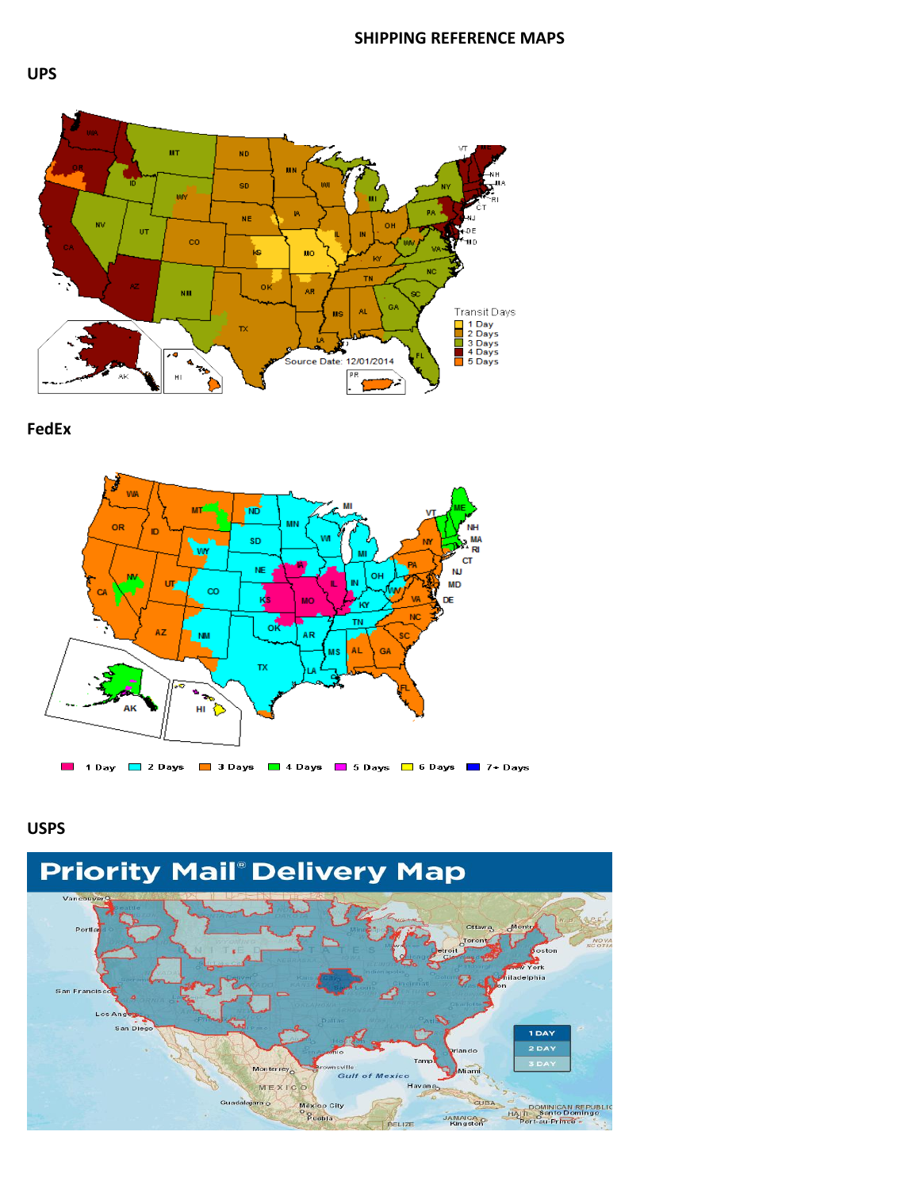**SHIPPING REFERENCE MAPS**

**UPS**

Transit Days
1 Day
2 Days
3 Days
4 Days
5 Days

Source Date: 12/01/2014

**FedEx**

1 Day
2 Days
3 Days
4 Days
5 Days
6 Days
7+ Days

**USPS**

Priority Mail® Delivery Map

1 DAY
2 DAY
3 DAY